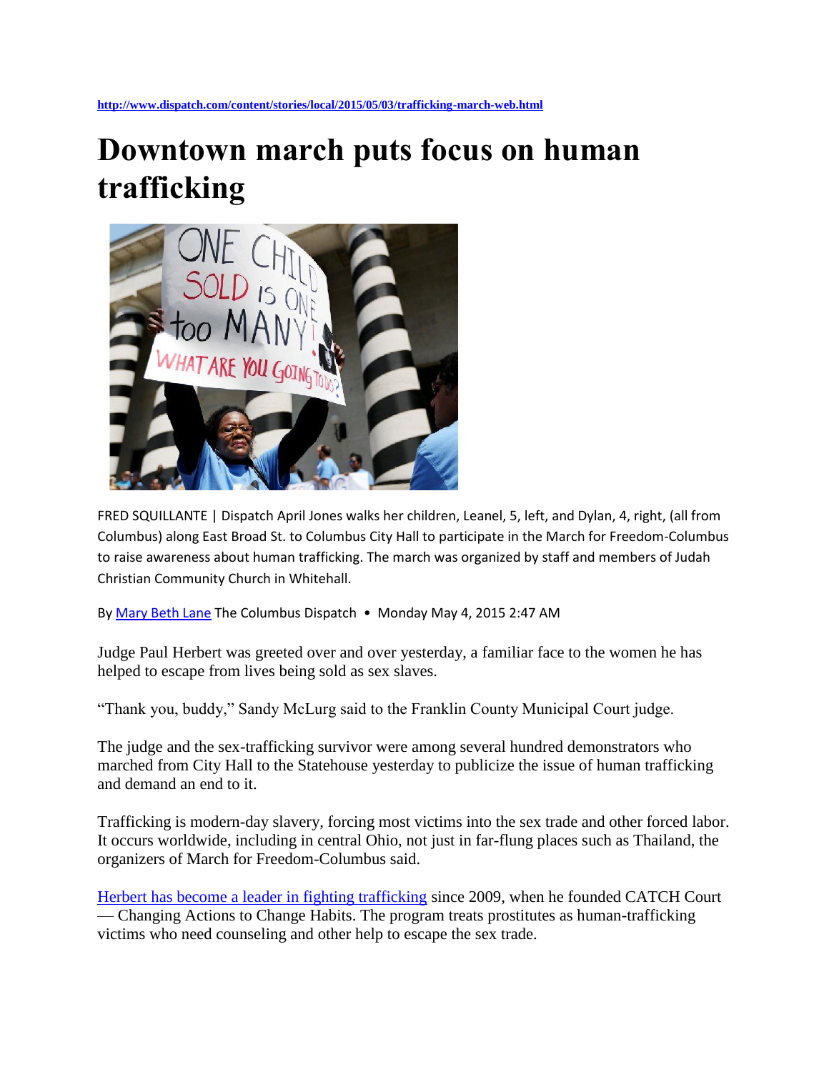http://www.dispatch.com/content/stories/local/2015/05/03/trafficking-march-web.html

# Downtown march puts focus on human trafficking

FRED SQUILLANTE | Dispatch April Jones walks her children, Leanel, 5, left, and Dylan, 4, right, (all from Columbus) along East Broad St. to Columbus City Hall to participate in the March for Freedom-Columbus to raise awareness about human trafficking. The march was organized by staff and members of Judah Christian Community Church in Whitehall.

By Mary Beth Lane The Columbus Dispatch • Monday May 4, 2015 2:47 AM

Judge Paul Herbert was greeted over and over yesterday, a familiar face to the women he has helped to escape from lives being sold as sex slaves.

"Thank you, buddy," Sandy McLurg said to the Franklin County Municipal Court judge.

The judge and the sex-trafficking survivor were among several hundred demonstrators who marched from City Hall to the Statehouse yesterday to publicize the issue of human trafficking and demand an end to it.

Trafficking is modern-day slavery, forcing most victims into the sex trade and other forced labor. It occurs worldwide, including in central Ohio, not just in far-flung places such as Thailand, the organizers of March for Freedom-Columbus said.

Herbert has become a leader in fighting trafficking since 2009, when he founded CATCH Court — Changing Actions to Change Habits. The program treats prostitutes as human-trafficking victims who need counseling and other help to escape the sex trade.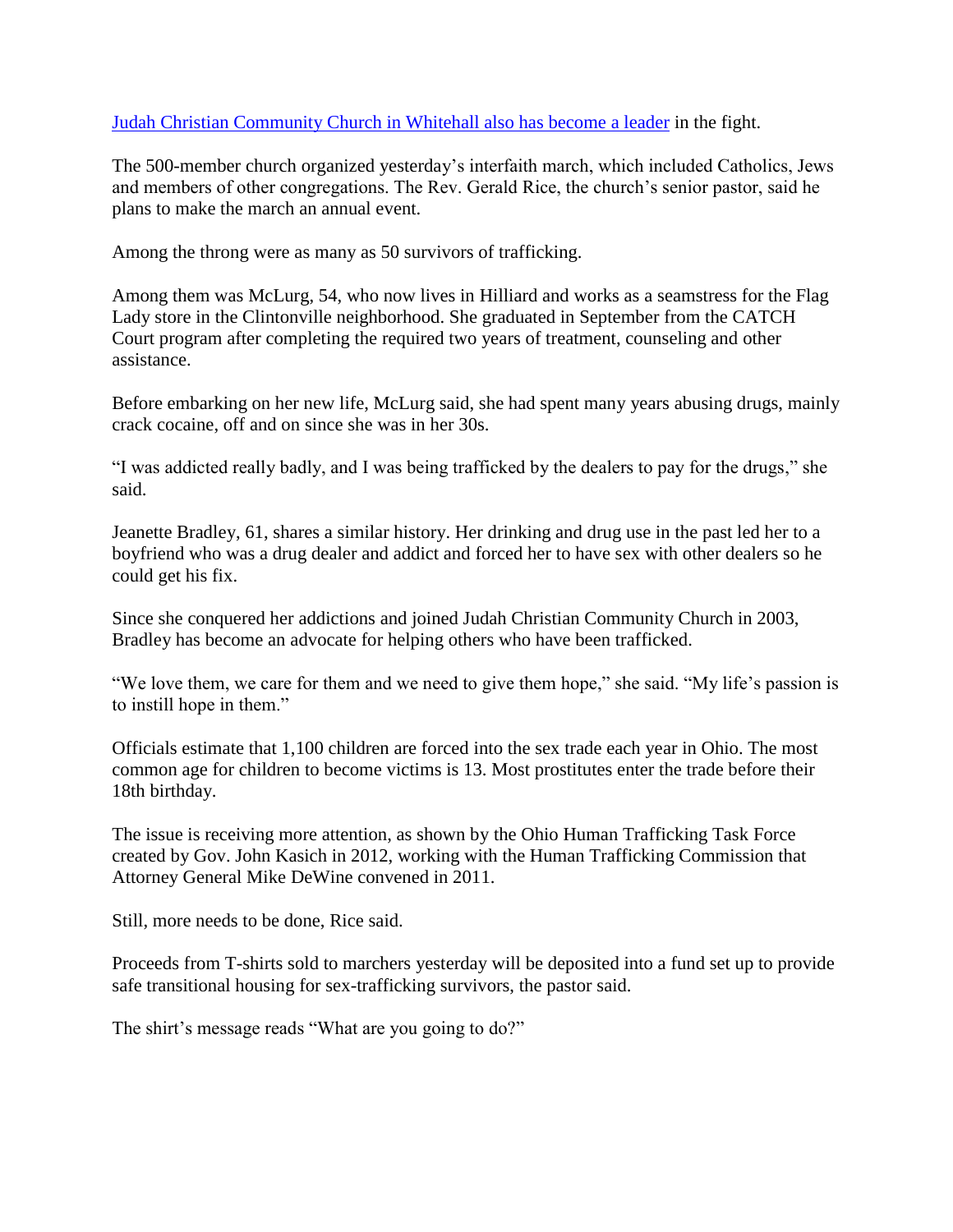[Judah Christian Community Church in Whitehall also has become a leader](#) in the fight.

The 500-member church organized yesterday's interfaith march, which included Catholics, Jews and members of other congregations. The Rev. Gerald Rice, the church's senior pastor, said he plans to make the march an annual event.

Among the throng were as many as 50 survivors of trafficking.

Among them was McLurg, 54, who now lives in Hilliard and works as a seamstress for the Flag Lady store in the Clintonville neighborhood. She graduated in September from the CATCH Court program after completing the required two years of treatment, counseling and other assistance.

Before embarking on her new life, McLurg said, she had spent many years abusing drugs, mainly crack cocaine, off and on since she was in her 30s.

"I was addicted really badly, and I was being trafficked by the dealers to pay for the drugs," she said.

Jeanette Bradley, 61, shares a similar history. Her drinking and drug use in the past led her to a boyfriend who was a drug dealer and addict and forced her to have sex with other dealers so he could get his fix.

Since she conquered her addictions and joined Judah Christian Community Church in 2003, Bradley has become an advocate for helping others who have been trafficked.

"We love them, we care for them and we need to give them hope," she said. "My life's passion is to instill hope in them."

Officials estimate that 1,100 children are forced into the sex trade each year in Ohio. The most common age for children to become victims is 13. Most prostitutes enter the trade before their 18th birthday.

The issue is receiving more attention, as shown by the Ohio Human Trafficking Task Force created by Gov. John Kasich in 2012, working with the Human Trafficking Commission that Attorney General Mike DeWine convened in 2011.

Still, more needs to be done, Rice said.

Proceeds from T-shirts sold to marchers yesterday will be deposited into a fund set up to provide safe transitional housing for sex-trafficking survivors, the pastor said.

The shirt's message reads "What are you going to do?"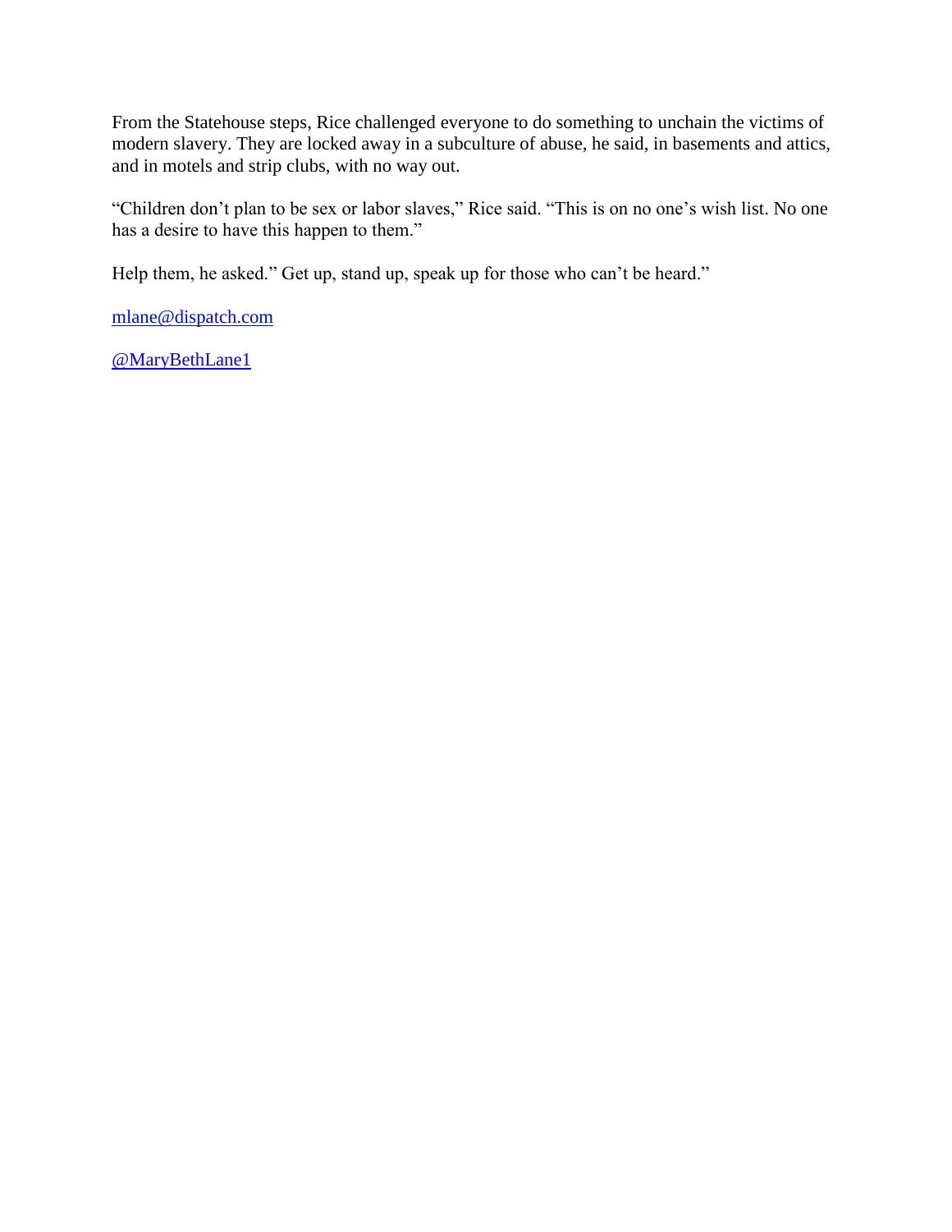From the Statehouse steps, Rice challenged everyone to do something to unchain the victims of modern slavery. They are locked away in a subculture of abuse, he said, in basements and attics, and in motels and strip clubs, with no way out.

“Children don’t plan to be sex or labor slaves,” Rice said. “This is on no one’s wish list. No one has a desire to have this happen to them.”

Help them, he asked.” Get up, stand up, speak up for those who can’t be heard.”

mlane@dispatch.com

@MaryBethLane1